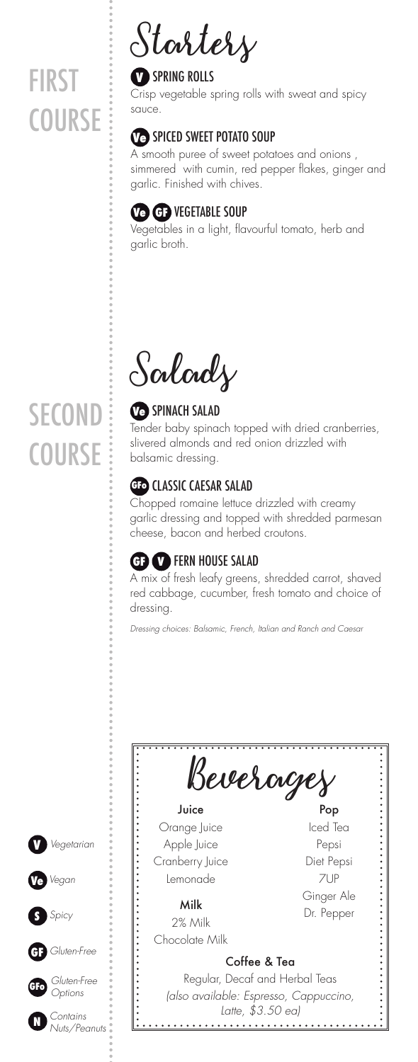# FIRST COURSE

## Starters

### V SPRING ROLLS

Crisp vegetable spring rolls with sweat and spicy sauce.

### Ve SPICED SWEET POTATO SOUP

A smooth puree of sweet potatoes and onions , simmered with cumin, red pepper flakes, ginger and garlic. Finished with chives.

### Ve GF VEGETABLE SOUP

Vegetables in a light, flavourful tomato, herb and garlic broth.

# SECOND COURSE

## Salads

### Ve SPINACH SALAD

Tender baby spinach topped with dried cranberries, slivered almonds and red onion drizzled with balsamic dressing.

### GFo CLASSIC CAESAR SALAD

Chopped romaine lettuce drizzled with creamy garlic dressing and topped with shredded parmesan cheese, bacon and herbed croutons.

### GF V FERN HOUSE SALAD

A mix of fresh leafy greens, shredded carrot, shaved red cabbage, cucumber, fresh tomato and choice of dressing.

*Dressing choices: Balsamic, French, Italian and Ranch and Caesar*

## Beverages

**Juice**

Orange Juice
Apple Juice
Cranberry Juice
Lemonade

**Milk**

2% Milk
Chocolate Milk

**Pop**

Iced Tea
Pepsi
Diet Pepsi
7UP
Ginger Ale
Dr. Pepper

**Coffee & Tea**

Regular, Decaf and Herbal Teas
*(also available: Espresso, Cappuccino, Latte, $3.50 ea)*

---

V *Vegetarian*
Ve *Vegan*
S *Spicy*
GF *Gluten-Free*
GFo *Gluten-Free Options*
N *Contains Nuts/Peanuts*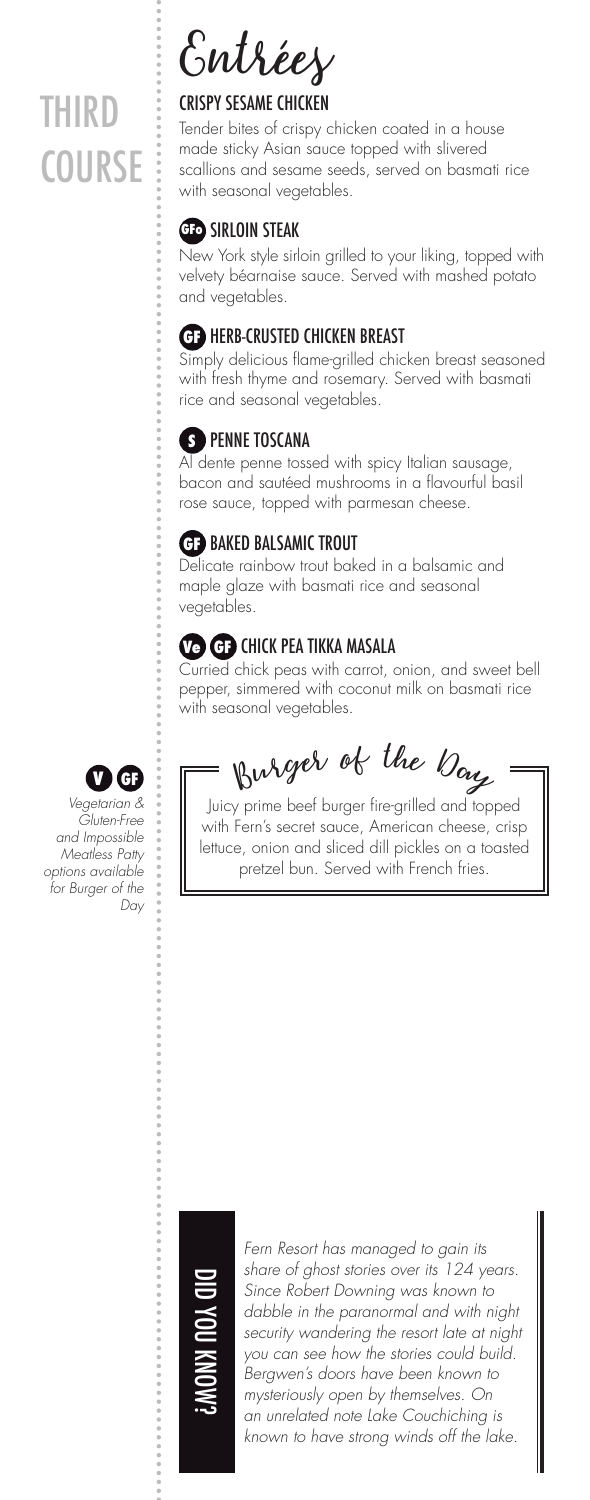# THIRD COURSE

## Entrées

### CRISPY SESAME CHICKEN

Tender bites of crispy chicken coated in a house made sticky Asian sauce topped with slivered scallions and sesame seeds, served on basmati rice with seasonal vegetables.

### GFo SIRLOIN STEAK

New York style sirloin grilled to your liking, topped with velvety béarnaise sauce. Served with mashed potato and vegetables.

### GF HERB-CRUSTED CHICKEN BREAST

Simply delicious flame-grilled chicken breast seasoned with fresh thyme and rosemary. Served with basmati rice and seasonal vegetables.

### S PENNE TOSCANA

Al dente penne tossed with spicy Italian sausage, bacon and sautéed mushrooms in a flavourful basil rose sauce, topped with parmesan cheese.

### GF BAKED BALSAMIC TROUT

Delicate rainbow trout baked in a balsamic and maple glaze with basmati rice and seasonal vegetables.

### Ve GF CHICK PEA TIKKA MASALA

Curried chick peas with carrot, onion, and sweet bell pepper, simmered with coconut milk on basmati rice with seasonal vegetables.

### Burger of the Day

Juicy prime beef burger fire-grilled and topped with Fern's secret sauce, American cheese, crisp lettuce, onion and sliced dill pickles on a toasted pretzel bun. Served with French fries.

V GF *Vegetarian & Gluten-Free and Impossible Meatless Patty options available for Burger of the Day*

### DID YOU KNOW?

*Fern Resort has managed to gain its share of ghost stories over its 124 years. Since Robert Downing was known to dabble in the paranormal and with night security wandering the resort late at night you can see how the stories could build. Bergwen's doors have been known to mysteriously open by themselves. On an unrelated note Lake Couchiching is known to have strong winds off the lake.*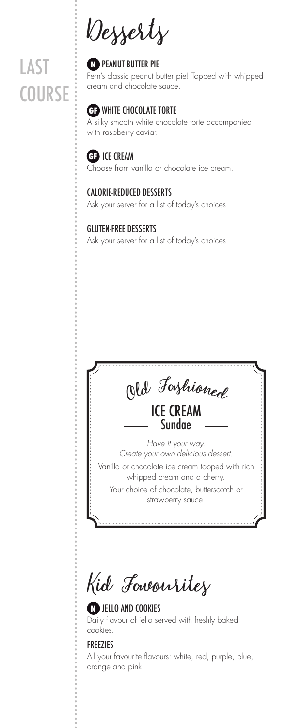# LAST COURSE

## Desserts

**N PEANUT BUTTER PIE**
Fern's classic peanut butter pie! Topped with whipped cream and chocolate sauce.

**GF WHITE CHOCOLATE TORTE**
A silky smooth white chocolate torte accompanied with raspberry caviar.

**GF ICE CREAM**
Choose from vanilla or chocolate ice cream.

**CALORIE-REDUCED DESSERTS**
Ask your server for a list of today's choices.

**GLUTEN-FREE DESSERTS**
Ask your server for a list of today's choices.

### Old Fashioned ICE CREAM Sundae

*Have it your way.*
*Create your own delicious dessert.*

Vanilla or chocolate ice cream topped with rich whipped cream and a cherry.

Your choice of chocolate, butterscotch or strawberry sauce.

## Kid Favourites

**N JELLO AND COOKIES**
Daily flavour of jello served with freshly baked cookies.

**FREEZIES**
All your favourite flavours: white, red, purple, blue, orange and pink.